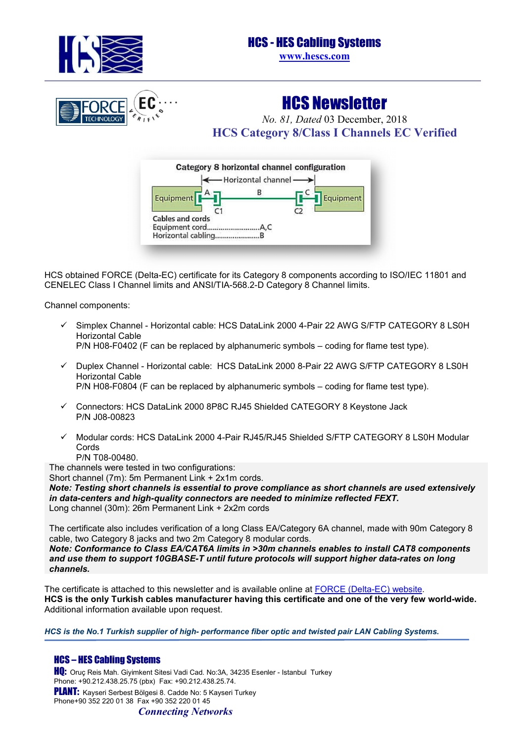# HCS - HES Cabling Systems

www.hescs.com

# HCS Newsletter

*No. 81, Dated* 03 December, 2018

## HCS Category 8/Class I Channels EC Verified

HCS obtained FORCE (Delta-EC) certificate for its Category 8 components according to ISO/IEC 11801 and CENELEC Class I Channel limits and ANSI/TIA-568.2-D Category 8 Channel limits.

Channel components:

- ✓ Simplex Channel - Horizontal cable: HCS DataLink 2000 4-Pair 22 AWG S/FTP CATEGORY 8 LS0H Horizontal Cable
  P/N H08-F0402 (F can be replaced by alphanumeric symbols – coding for flame test type).
- ✓ Duplex Channel - Horizontal cable: HCS DataLink 2000 8-Pair 22 AWG S/FTP CATEGORY 8 LS0H Horizontal Cable
  P/N H08-F0804 (F can be replaced by alphanumeric symbols – coding for flame test type).
- ✓ Connectors: HCS DataLink 2000 8P8C RJ45 Shielded CATEGORY 8 Keystone Jack
  P/N J08-00823
- ✓ Modular cords: HCS DataLink 2000 4-Pair RJ45/RJ45 Shielded S/FTP CATEGORY 8 LS0H Modular Cords
  P/N T08-00480.

The channels were tested in two configurations:
Short channel (7m): 5m Permanent Link + 2x1m cords.
***Note: Testing short channels is essential to prove compliance as short channels are used extensively in data-centers and high-quality connectors are needed to minimize reflected FEXT.***
Long channel (30m): 26m Permanent Link + 2x2m cords

The certificate also includes verification of a long Class EA/Category 6A channel, made with 90m Category 8 cable, two Category 8 jacks and two 2m Category 8 modular cords.
***Note: Conformance to Class EA/CAT6A limits in >30m channels enables to install CAT8 components and use them to support 10GBASE-T until future protocols will support higher data-rates on long channels.***

The certificate is attached to this newsletter and is available online at FORCE (Delta-EC) website.
**HCS is the only Turkish cables manufacturer having this certificate and one of the very few world-wide.**
Additional information available upon request.

***HCS is the No.1 Turkish supplier of high- performance fiber optic and twisted pair LAN Cabling Systems.***

**HCS – HES Cabling Systems**
**HQ:** Oruç Reis Mah. Giyimkent Sitesi Vadi Cad. No:3A, 34235 Esenler - Istanbul Turkey
Phone: +90.212.438.25.75 (pbx) Fax: +90.212.438.25.74.
**PLANT:** Kayseri Serbest Bölgesi 8. Cadde No: 5 Kayseri Turkey
Phone+90 352 220 01 38 Fax +90 352 220 01 45

*Connecting Networks*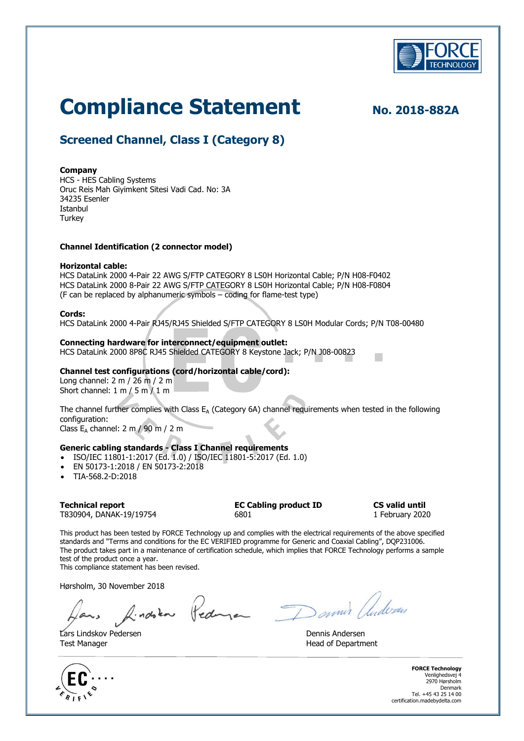# Compliance Statement

**No. 2018-882A**

## Screened Channel, Class I (Category 8)

**Company**
HCS - HES Cabling Systems
Oruc Reis Mah Giyimkent Sitesi Vadi Cad. No: 3A
34235 Esenler
Istanbul
Turkey

**Channel Identification (2 connector model)**

**Horizontal cable:**
HCS DataLink 2000 4-Pair 22 AWG S/FTP CATEGORY 8 LS0H Horizontal Cable; P/N H08-F0402
HCS DataLink 2000 8-Pair 22 AWG S/FTP CATEGORY 8 LS0H Horizontal Cable; P/N H08-F0804
(F can be replaced by alphanumeric symbols – coding for flame-test type)

**Cords:**
HCS DataLink 2000 4-Pair RJ45/RJ45 Shielded S/FTP CATEGORY 8 LS0H Modular Cords; P/N T08-00480

**Connecting hardware for interconnect/equipment outlet:**
HCS DataLink 2000 8P8C RJ45 Shielded CATEGORY 8 Keystone Jack; P/N J08-00823

**Channel test configurations (cord/horizontal cable/cord):**
Long channel: 2 m / 26 m / 2 m
Short channel: 1 m / 5 m / 1 m

The channel further complies with Class $E_A$ (Category 6A) channel requirements when tested in the following configuration:
Class $E_A$ channel: 2 m / 90 m / 2 m

**Generic cabling standards - Class I Channel requirements**

- ISO/IEC 11801-1:2017 (Ed. 1.0) / ISO/IEC 11801-5:2017 (Ed. 1.0)
- EN 50173-1:2018 / EN 50173-2:2018
- TIA-568.2-D:2018

| **Technical report** | **EC Cabling product ID** | **CS valid until** |
|---|---|---|
| T830904, DANAK-19/19754 | 6801 | 1 February 2020 |

This product has been tested by FORCE Technology up and complies with the electrical requirements of the above specified standards and "Terms and conditions for the EC VERIFIED programme for Generic and Coaxial Cabling", DQP231006.
The product takes part in a maintenance of certification schedule, which implies that FORCE Technology performs a sample test of the product once a year.
This compliance statement has been revised.

Hørsholm, 30 November 2018

Lars Lindskov Pedersen
Test Manager

Dennis Andersen
Head of Department

**FORCE Technology**
Venlighedsvej 4
2970 Hørsholm
Denmark
Tel. +45 43 25 14 00
certification.madebydelta.com